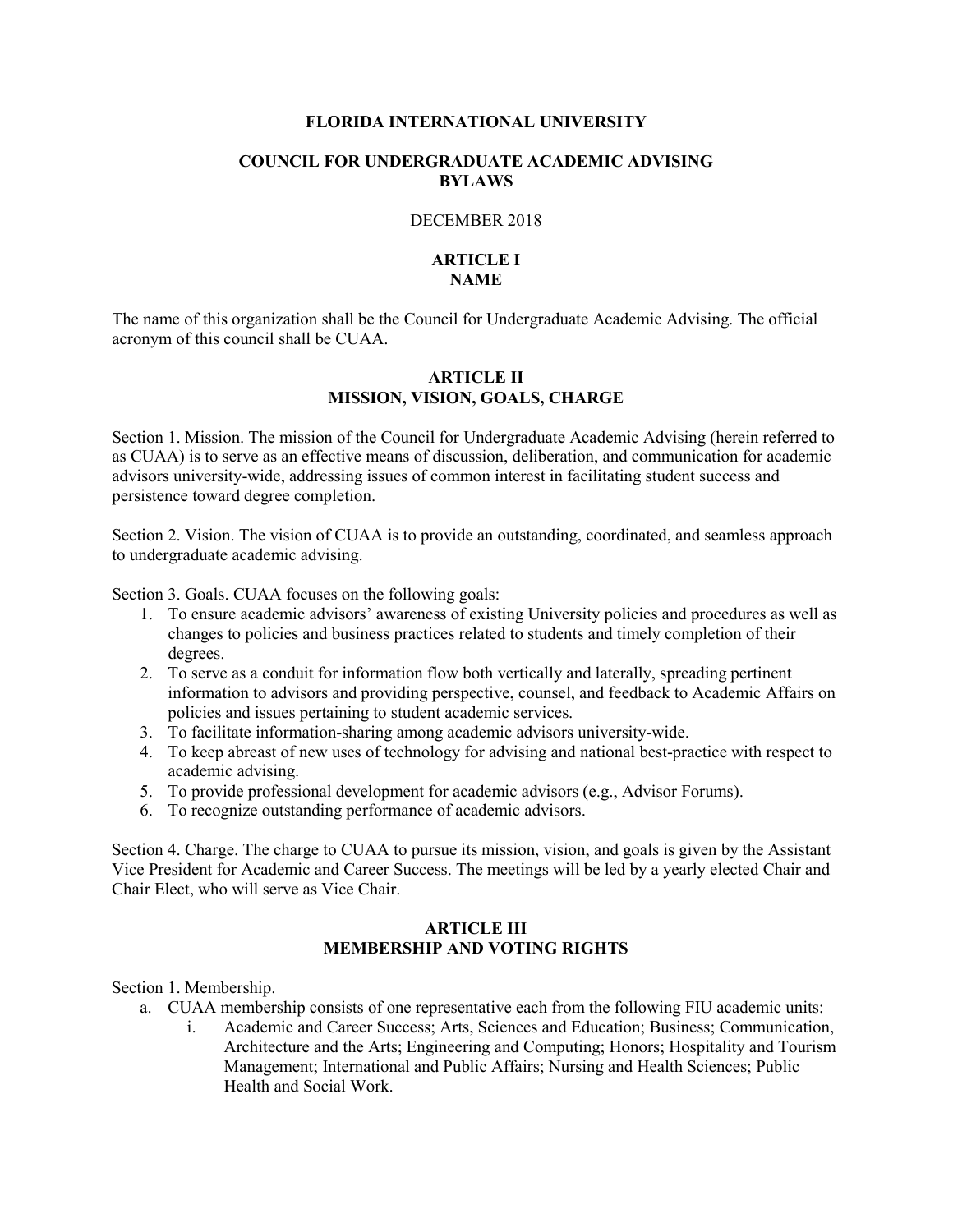# FLORIDA INTERNATIONAL UNIVERSITY

## COUNCIL FOR UNDERGRADUATE ACADEMIC ADVISING BYLAWS

DECEMBER 2018

## ARTICLE I
## NAME

The name of this organization shall be the Council for Undergraduate Academic Advising. The official acronym of this council shall be CUAA.

## ARTICLE II
## MISSION, VISION, GOALS, CHARGE

Section 1. Mission. The mission of the Council for Undergraduate Academic Advising (herein referred to as CUAA) is to serve as an effective means of discussion, deliberation, and communication for academic advisors university-wide, addressing issues of common interest in facilitating student success and persistence toward degree completion.

Section 2. Vision. The vision of CUAA is to provide an outstanding, coordinated, and seamless approach to undergraduate academic advising.

Section 3. Goals. CUAA focuses on the following goals:

1. To ensure academic advisors' awareness of existing University policies and procedures as well as changes to policies and business practices related to students and timely completion of their degrees.
2. To serve as a conduit for information flow both vertically and laterally, spreading pertinent information to advisors and providing perspective, counsel, and feedback to Academic Affairs on policies and issues pertaining to student academic services.
3. To facilitate information-sharing among academic advisors university-wide.
4. To keep abreast of new uses of technology for advising and national best-practice with respect to academic advising.
5. To provide professional development for academic advisors (e.g., Advisor Forums).
6. To recognize outstanding performance of academic advisors.

Section 4. Charge. The charge to CUAA to pursue its mission, vision, and goals is given by the Assistant Vice President for Academic and Career Success. The meetings will be led by a yearly elected Chair and Chair Elect, who will serve as Vice Chair.

## ARTICLE III
## MEMBERSHIP AND VOTING RIGHTS

Section 1. Membership.

a. CUAA membership consists of one representative each from the following FIU academic units:
    i. Academic and Career Success; Arts, Sciences and Education; Business; Communication, Architecture and the Arts; Engineering and Computing; Honors; Hospitality and Tourism Management; International and Public Affairs; Nursing and Health Sciences; Public Health and Social Work.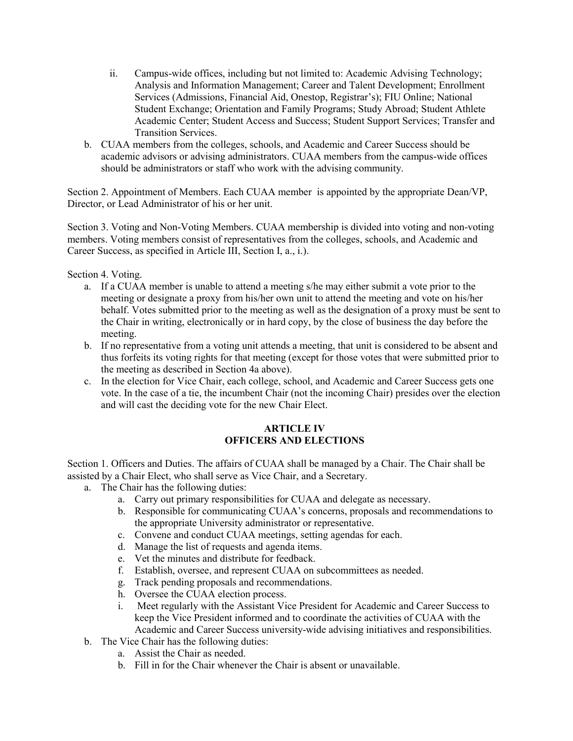ii. Campus-wide offices, including but not limited to: Academic Advising Technology; Analysis and Information Management; Career and Talent Development; Enrollment Services (Admissions, Financial Aid, Onestop, Registrar's); FIU Online; National Student Exchange; Orientation and Family Programs; Study Abroad; Student Athlete Academic Center; Student Access and Success; Student Support Services; Transfer and Transition Services.

b. CUAA members from the colleges, schools, and Academic and Career Success should be academic advisors or advising administrators. CUAA members from the campus-wide offices should be administrators or staff who work with the advising community.

Section 2. Appointment of Members. Each CUAA member is appointed by the appropriate Dean/VP, Director, or Lead Administrator of his or her unit.

Section 3. Voting and Non-Voting Members. CUAA membership is divided into voting and non-voting members. Voting members consist of representatives from the colleges, schools, and Academic and Career Success, as specified in Article III, Section I, a., i.).

Section 4. Voting.

a. If a CUAA member is unable to attend a meeting s/he may either submit a vote prior to the meeting or designate a proxy from his/her own unit to attend the meeting and vote on his/her behalf. Votes submitted prior to the meeting as well as the designation of a proxy must be sent to the Chair in writing, electronically or in hard copy, by the close of business the day before the meeting.
b. If no representative from a voting unit attends a meeting, that unit is considered to be absent and thus forfeits its voting rights for that meeting (except for those votes that were submitted prior to the meeting as described in Section 4a above).
c. In the election for Vice Chair, each college, school, and Academic and Career Success gets one vote. In the case of a tie, the incumbent Chair (not the incoming Chair) presides over the election and will cast the deciding vote for the new Chair Elect.

## ARTICLE IV
## OFFICERS AND ELECTIONS

Section 1. Officers and Duties. The affairs of CUAA shall be managed by a Chair. The Chair shall be assisted by a Chair Elect, who shall serve as Vice Chair, and a Secretary.

a. The Chair has the following duties:
   a. Carry out primary responsibilities for CUAA and delegate as necessary.
   b. Responsible for communicating CUAA's concerns, proposals and recommendations to the appropriate University administrator or representative.
   c. Convene and conduct CUAA meetings, setting agendas for each.
   d. Manage the list of requests and agenda items.
   e. Vet the minutes and distribute for feedback.
   f. Establish, oversee, and represent CUAA on subcommittees as needed.
   g. Track pending proposals and recommendations.
   h. Oversee the CUAA election process.
   i. Meet regularly with the Assistant Vice President for Academic and Career Success to keep the Vice President informed and to coordinate the activities of CUAA with the Academic and Career Success university-wide advising initiatives and responsibilities.
b. The Vice Chair has the following duties:
   a. Assist the Chair as needed.
   b. Fill in for the Chair whenever the Chair is absent or unavailable.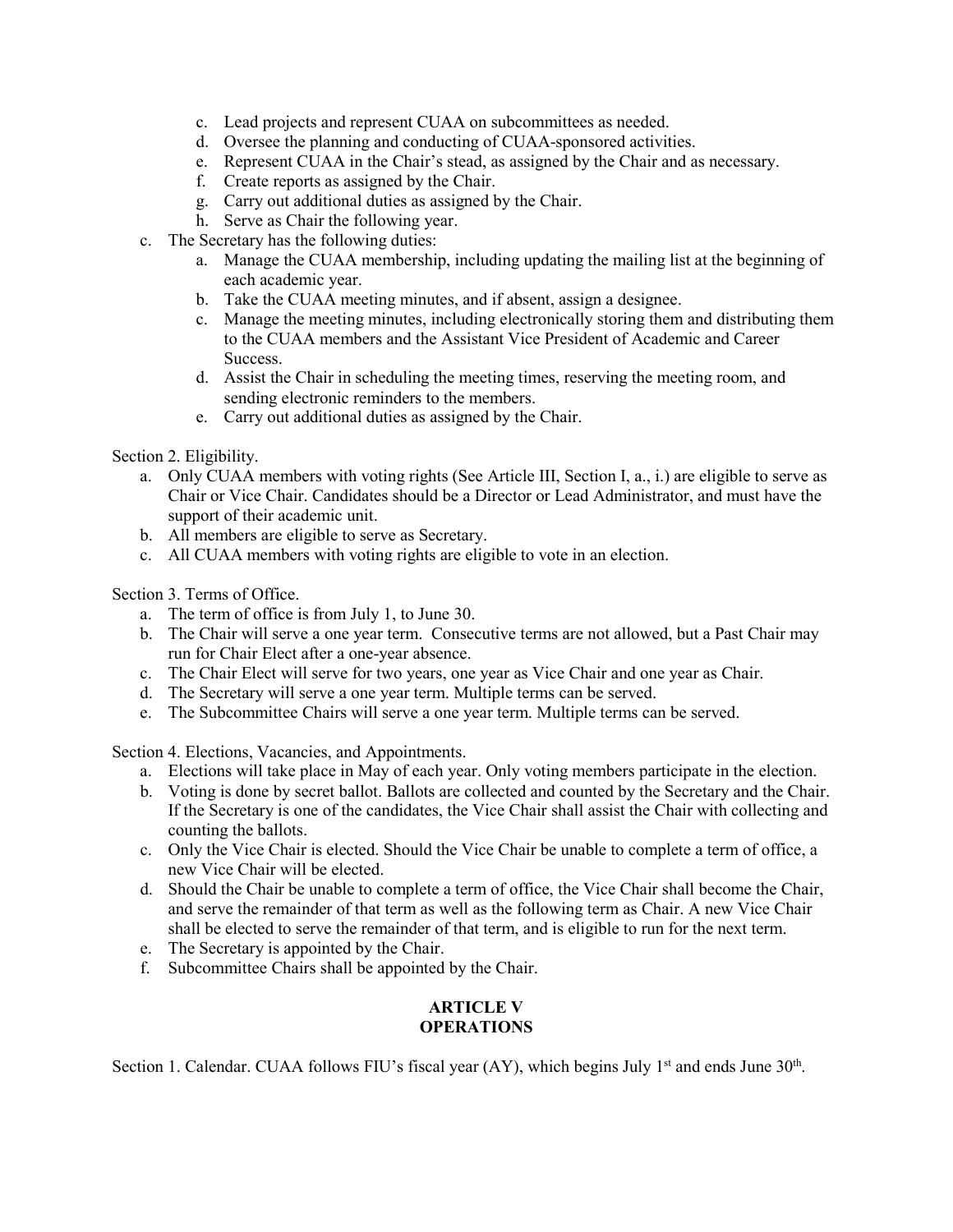c. Lead projects and represent CUAA on subcommittees as needed.
   d. Oversee the planning and conducting of CUAA-sponsored activities.
   e. Represent CUAA in the Chair's stead, as assigned by the Chair and as necessary.
   f. Create reports as assigned by the Chair.
   g. Carry out additional duties as assigned by the Chair.
   h. Serve as Chair the following year.

c. The Secretary has the following duties:
   a. Manage the CUAA membership, including updating the mailing list at the beginning of each academic year.
   b. Take the CUAA meeting minutes, and if absent, assign a designee.
   c. Manage the meeting minutes, including electronically storing them and distributing them to the CUAA members and the Assistant Vice President of Academic and Career Success.
   d. Assist the Chair in scheduling the meeting times, reserving the meeting room, and sending electronic reminders to the members.
   e. Carry out additional duties as assigned by the Chair.

Section 2. Eligibility.

a. Only CUAA members with voting rights (See Article III, Section I, a., i.) are eligible to serve as Chair or Vice Chair. Candidates should be a Director or Lead Administrator, and must have the support of their academic unit.
b. All members are eligible to serve as Secretary.
c. All CUAA members with voting rights are eligible to vote in an election.

Section 3. Terms of Office.

a. The term of office is from July 1, to June 30.
b. The Chair will serve a one year term. Consecutive terms are not allowed, but a Past Chair may run for Chair Elect after a one-year absence.
c. The Chair Elect will serve for two years, one year as Vice Chair and one year as Chair.
d. The Secretary will serve a one year term. Multiple terms can be served.
e. The Subcommittee Chairs will serve a one year term. Multiple terms can be served.

Section 4. Elections, Vacancies, and Appointments.

a. Elections will take place in May of each year. Only voting members participate in the election.
b. Voting is done by secret ballot. Ballots are collected and counted by the Secretary and the Chair. If the Secretary is one of the candidates, the Vice Chair shall assist the Chair with collecting and counting the ballots.
c. Only the Vice Chair is elected. Should the Vice Chair be unable to complete a term of office, a new Vice Chair will be elected.
d. Should the Chair be unable to complete a term of office, the Vice Chair shall become the Chair, and serve the remainder of that term as well as the following term as Chair. A new Vice Chair shall be elected to serve the remainder of that term, and is eligible to run for the next term.
e. The Secretary is appointed by the Chair.
f. Subcommittee Chairs shall be appointed by the Chair.

## ARTICLE V
## OPERATIONS

Section 1. Calendar. CUAA follows FIU's fiscal year (AY), which begins July 1st and ends June 30th.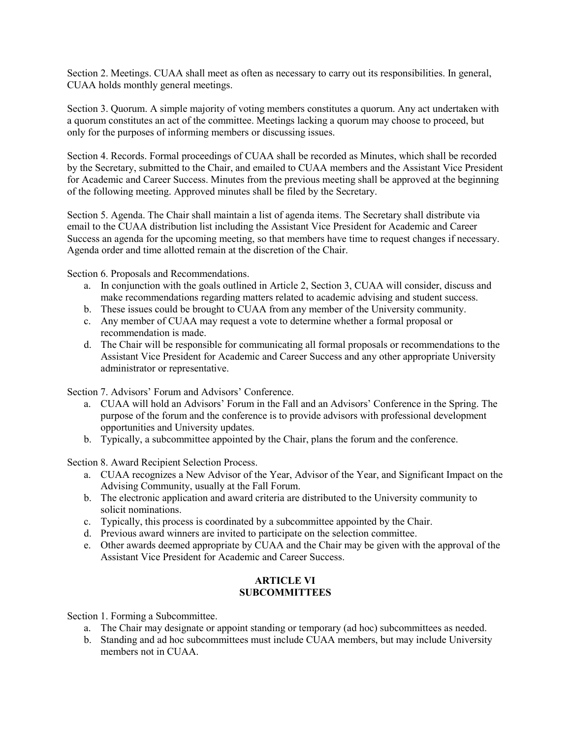Section 2. Meetings. CUAA shall meet as often as necessary to carry out its responsibilities. In general, CUAA holds monthly general meetings.

Section 3. Quorum. A simple majority of voting members constitutes a quorum. Any act undertaken with a quorum constitutes an act of the committee. Meetings lacking a quorum may choose to proceed, but only for the purposes of informing members or discussing issues.

Section 4. Records. Formal proceedings of CUAA shall be recorded as Minutes, which shall be recorded by the Secretary, submitted to the Chair, and emailed to CUAA members and the Assistant Vice President for Academic and Career Success. Minutes from the previous meeting shall be approved at the beginning of the following meeting. Approved minutes shall be filed by the Secretary.

Section 5. Agenda. The Chair shall maintain a list of agenda items. The Secretary shall distribute via email to the CUAA distribution list including the Assistant Vice President for Academic and Career Success an agenda for the upcoming meeting, so that members have time to request changes if necessary. Agenda order and time allotted remain at the discretion of the Chair.

Section 6. Proposals and Recommendations.

a. In conjunction with the goals outlined in Article 2, Section 3, CUAA will consider, discuss and make recommendations regarding matters related to academic advising and student success.
b. These issues could be brought to CUAA from any member of the University community.
c. Any member of CUAA may request a vote to determine whether a formal proposal or recommendation is made.
d. The Chair will be responsible for communicating all formal proposals or recommendations to the Assistant Vice President for Academic and Career Success and any other appropriate University administrator or representative.

Section 7. Advisors' Forum and Advisors' Conference.

a. CUAA will hold an Advisors' Forum in the Fall and an Advisors' Conference in the Spring. The purpose of the forum and the conference is to provide advisors with professional development opportunities and University updates.
b. Typically, a subcommittee appointed by the Chair, plans the forum and the conference.

Section 8. Award Recipient Selection Process.

a. CUAA recognizes a New Advisor of the Year, Advisor of the Year, and Significant Impact on the Advising Community, usually at the Fall Forum.
b. The electronic application and award criteria are distributed to the University community to solicit nominations.
c. Typically, this process is coordinated by a subcommittee appointed by the Chair.
d. Previous award winners are invited to participate on the selection committee.
e. Other awards deemed appropriate by CUAA and the Chair may be given with the approval of the Assistant Vice President for Academic and Career Success.

## ARTICLE VI
## SUBCOMMITTEES

Section 1. Forming a Subcommittee.

a. The Chair may designate or appoint standing or temporary (ad hoc) subcommittees as needed.
b. Standing and ad hoc subcommittees must include CUAA members, but may include University members not in CUAA.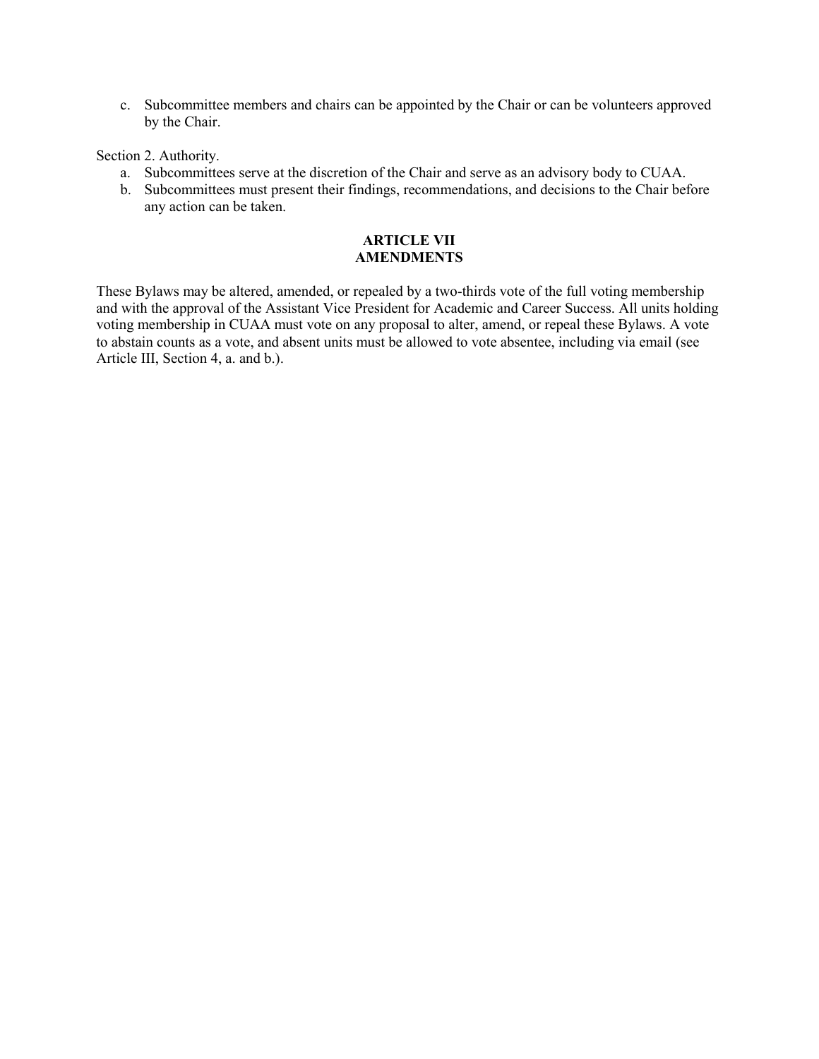c. Subcommittee members and chairs can be appointed by the Chair or can be volunteers approved by the Chair.

Section 2. Authority.

a. Subcommittees serve at the discretion of the Chair and serve as an advisory body to CUAA.
b. Subcommittees must present their findings, recommendations, and decisions to the Chair before any action can be taken.

## ARTICLE VII
## AMENDMENTS

These Bylaws may be altered, amended, or repealed by a two-thirds vote of the full voting membership and with the approval of the Assistant Vice President for Academic and Career Success. All units holding voting membership in CUAA must vote on any proposal to alter, amend, or repeal these Bylaws. A vote to abstain counts as a vote, and absent units must be allowed to vote absentee, including via email (see Article III, Section 4, a. and b.).